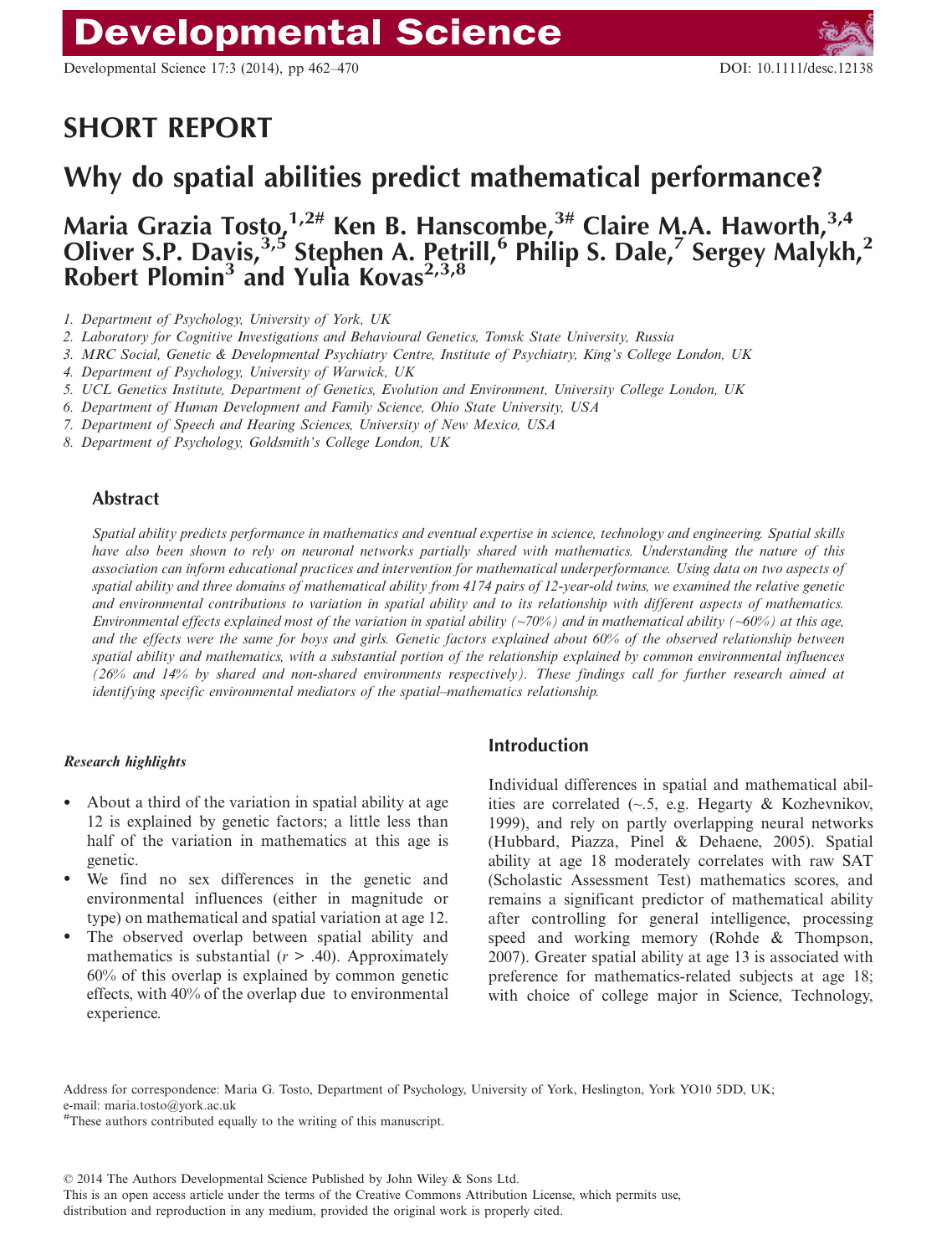# SHORT REPORT

# Why do spatial abilities predict mathematical performance?

**Maria Grazia Tosto,[1,2#] Ken B. Hanscombe,[3#] Claire M.A. Haworth,[3,4] Oliver S.P. Davis,[3,5] Stephen A. Petrill,[6] Philip S. Dale,[7] Sergey Malykh,[2] Robert Plomin[3] and Yulia Kovas[2,3,8]**

1. Department of Psychology, University of York, UK
2. Laboratory for Cognitive Investigations and Behavioural Genetics, Tomsk State University, Russia
3. MRC Social, Genetic & Developmental Psychiatry Centre, Institute of Psychiatry, King's College London, UK
4. Department of Psychology, University of Warwick, UK
5. UCL Genetics Institute, Department of Genetics, Evolution and Environment, University College London, UK
6. Department of Human Development and Family Science, Ohio State University, USA
7. Department of Speech and Hearing Sciences, University of New Mexico, USA
8. Department of Psychology, Goldsmith's College London, UK

## Abstract

*Spatial ability predicts performance in mathematics and eventual expertise in science, technology and engineering. Spatial skills have also been shown to rely on neuronal networks partially shared with mathematics. Understanding the nature of this association can inform educational practices and intervention for mathematical underperformance. Using data on two aspects of spatial ability and three domains of mathematical ability from 4174 pairs of 12-year-old twins, we examined the relative genetic and environmental contributions to variation in spatial ability and to its relationship with different aspects of mathematics. Environmental effects explained most of the variation in spatial ability (~70%) and in mathematical ability (~60%) at this age, and the effects were the same for boys and girls. Genetic factors explained about 60% of the observed relationship between spatial ability and mathematics, with a substantial portion of the relationship explained by common environmental influences (26% and 14% by shared and non-shared environments respectively). These findings call for further research aimed at identifying specific environmental mediators of the spatial–mathematics relationship.*

### *Research highlights*

- About a third of the variation in spatial ability at age 12 is explained by genetic factors; a little less than half of the variation in mathematics at this age is genetic.
- We find no sex differences in the genetic and environmental influences (either in magnitude or type) on mathematical and spatial variation at age 12.
- The observed overlap between spatial ability and mathematics is substantial ($r > .40$). Approximately 60% of this overlap is explained by common genetic effects, with 40% of the overlap due to environmental experience.

## Introduction

Individual differences in spatial and mathematical abilities are correlated (~.5, e.g. Hegarty & Kozhevnikov, 1999), and rely on partly overlapping neural networks (Hubbard, Piazza, Pinel & Dehaene, 2005). Spatial ability at age 18 moderately correlates with raw SAT (Scholastic Assessment Test) mathematics scores, and remains a significant predictor of mathematical ability after controlling for general intelligence, processing speed and working memory (Rohde & Thompson, 2007). Greater spatial ability at age 13 is associated with preference for mathematics-related subjects at age 18; with choice of college major in Science, Technology,

Address for correspondence: Maria G. Tosto, Department of Psychology, University of York, Heslington, York YO10 5DD, UK; e-mail: maria.tosto@york.ac.uk

#These authors contributed equally to the writing of this manuscript.

© 2014 The Authors Developmental Science Published by John Wiley & Sons Ltd.
This is an open access article under the terms of the Creative Commons Attribution License, which permits use, distribution and reproduction in any medium, provided the original work is properly cited.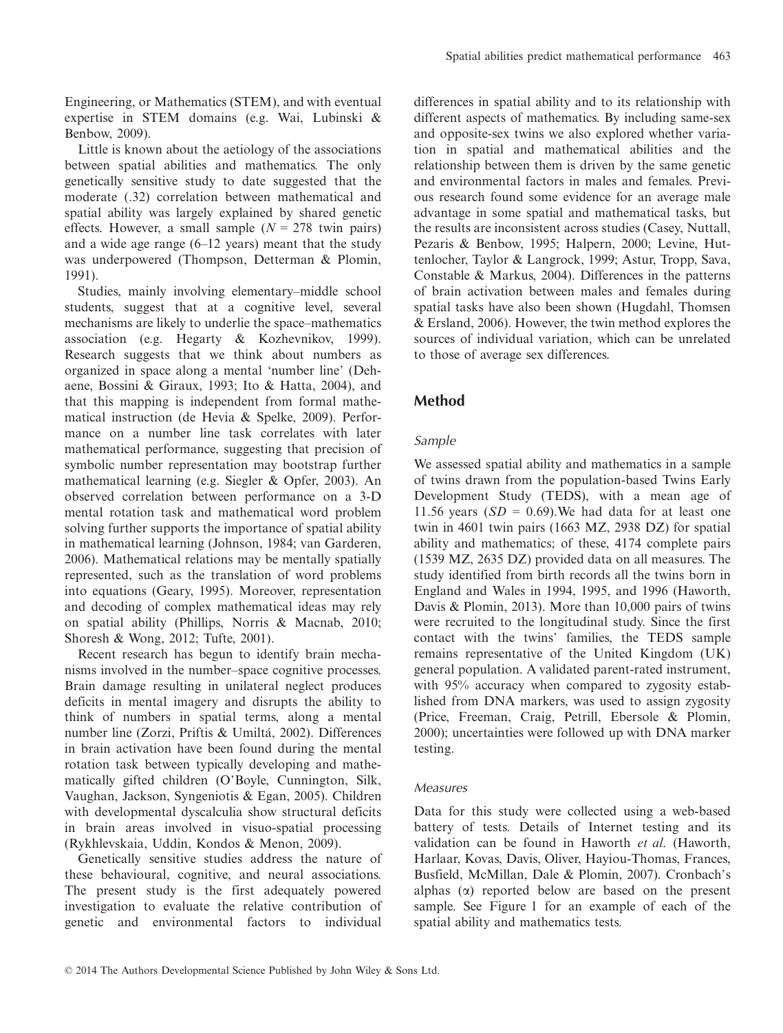Engineering, or Mathematics (STEM), and with eventual expertise in STEM domains (e.g. Wai, Lubinski & Benbow, 2009).

Little is known about the aetiology of the associations between spatial abilities and mathematics. The only genetically sensitive study to date suggested that the moderate (.32) correlation between mathematical and spatial ability was largely explained by shared genetic effects. However, a small sample ($N$ = 278 twin pairs) and a wide age range (6–12 years) meant that the study was underpowered (Thompson, Detterman & Plomin, 1991).

Studies, mainly involving elementary–middle school students, suggest that at a cognitive level, several mechanisms are likely to underlie the space–mathematics association (e.g. Hegarty & Kozhevnikov, 1999). Research suggests that we think about numbers as organized in space along a mental 'number line' (Dehaene, Bossini & Giraux, 1993; Ito & Hatta, 2004), and that this mapping is independent from formal mathematical instruction (de Hevia & Spelke, 2009). Performance on a number line task correlates with later mathematical performance, suggesting that precision of symbolic number representation may bootstrap further mathematical learning (e.g. Siegler & Opfer, 2003). An observed correlation between performance on a 3-D mental rotation task and mathematical word problem solving further supports the importance of spatial ability in mathematical learning (Johnson, 1984; van Garderen, 2006). Mathematical relations may be mentally spatially represented, such as the translation of word problems into equations (Geary, 1995). Moreover, representation and decoding of complex mathematical ideas may rely on spatial ability (Phillips, Norris & Macnab, 2010; Shoresh & Wong, 2012; Tufte, 2001).

Recent research has begun to identify brain mechanisms involved in the number–space cognitive processes. Brain damage resulting in unilateral neglect produces deficits in mental imagery and disrupts the ability to think of numbers in spatial terms, along a mental number line (Zorzi, Priftis & Umiltá, 2002). Differences in brain activation have been found during the mental rotation task between typically developing and mathematically gifted children (O'Boyle, Cunnington, Silk, Vaughan, Jackson, Syngeniotis & Egan, 2005). Children with developmental dyscalculia show structural deficits in brain areas involved in visuo-spatial processing (Rykhlevskaia, Uddin, Kondos & Menon, 2009).

Genetically sensitive studies address the nature of these behavioural, cognitive, and neural associations. The present study is the first adequately powered investigation to evaluate the relative contribution of genetic and environmental factors to individual differences in spatial ability and to its relationship with different aspects of mathematics. By including same-sex and opposite-sex twins we also explored whether variation in spatial and mathematical abilities and the relationship between them is driven by the same genetic and environmental factors in males and females. Previous research found some evidence for an average male advantage in some spatial and mathematical tasks, but the results are inconsistent across studies (Casey, Nuttall, Pezaris & Benbow, 1995; Halpern, 2000; Levine, Huttenlocher, Taylor & Langrock, 1999; Astur, Tropp, Sava, Constable & Markus, 2004). Differences in the patterns of brain activation between males and females during spatial tasks have also been shown (Hugdahl, Thomsen & Ersland, 2006). However, the twin method explores the sources of individual variation, which can be unrelated to those of average sex differences.

## Method

### Sample

We assessed spatial ability and mathematics in a sample of twins drawn from the population-based Twins Early Development Study (TEDS), with a mean age of 11.56 years ($SD$ = 0.69). We had data for at least one twin in 4601 twin pairs (1663 MZ, 2938 DZ) for spatial ability and mathematics; of these, 4174 complete pairs (1539 MZ, 2635 DZ) provided data on all measures. The study identified from birth records all the twins born in England and Wales in 1994, 1995, and 1996 (Haworth, Davis & Plomin, 2013). More than 10,000 pairs of twins were recruited to the longitudinal study. Since the first contact with the twins' families, the TEDS sample remains representative of the United Kingdom (UK) general population. A validated parent-rated instrument, with 95% accuracy when compared to zygosity established from DNA markers, was used to assign zygosity (Price, Freeman, Craig, Petrill, Ebersole & Plomin, 2000); uncertainties were followed up with DNA marker testing.

### Measures

Data for this study were collected using a web-based battery of tests. Details of Internet testing and its validation can be found in Haworth *et al.* (Haworth, Harlaar, Kovas, Davis, Oliver, Hayiou-Thomas, Frances, Busfield, McMillan, Dale & Plomin, 2007). Cronbach's alphas ($\alpha$) reported below are based on the present sample. See Figure 1 for an example of each of the spatial ability and mathematics tests.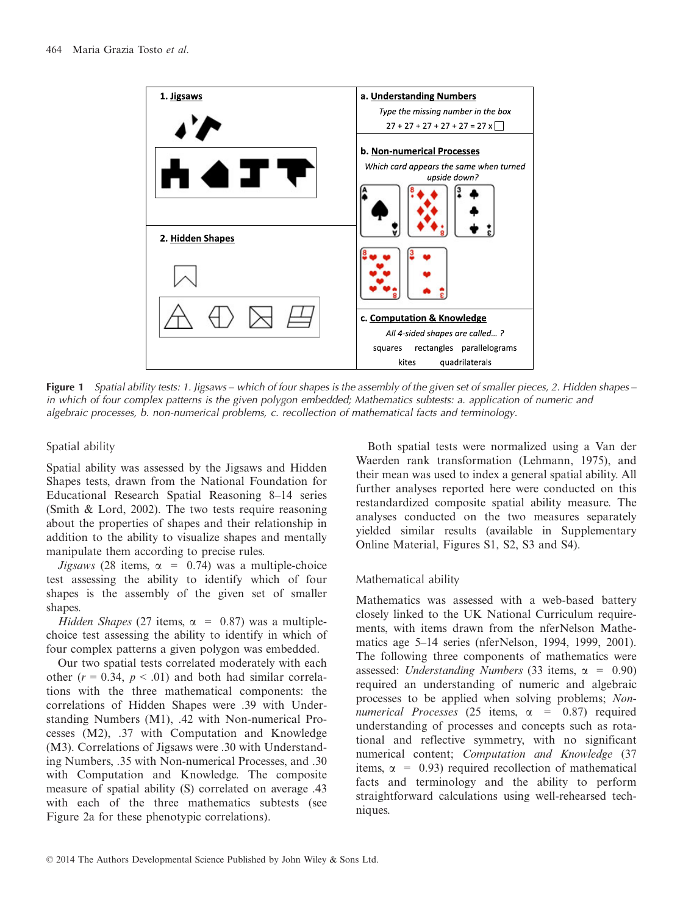**Figure 1** *Spatial ability tests: 1. Jigsaws – which of four shapes is the assembly of the given set of smaller pieces, 2. Hidden shapes – in which of four complex patterns is the given polygon embedded; Mathematics subtests: a. application of numeric and algebraic processes, b. non-numerical problems, c. recollection of mathematical facts and terminology.*

## Spatial ability

Spatial ability was assessed by the Jigsaws and Hidden Shapes tests, drawn from the National Foundation for Educational Research Spatial Reasoning 8–14 series (Smith & Lord, 2002). The two tests require reasoning about the properties of shapes and their relationship in addition to the ability to visualize shapes and mentally manipulate them according to precise rules.

*Jigsaws* (28 items, $\alpha = 0.74$) was a multiple-choice test assessing the ability to identify which of four shapes is the assembly of the given set of smaller shapes.

*Hidden Shapes* (27 items, $\alpha = 0.87$) was a multiple-choice test assessing the ability to identify in which of four complex patterns a given polygon was embedded.

Our two spatial tests correlated moderately with each other ($r = 0.34$, $p < .01$) and both had similar correlations with the three mathematical components: the correlations of Hidden Shapes were .39 with Understanding Numbers (M1), .42 with Non-numerical Processes (M2), .37 with Computation and Knowledge (M3). Correlations of Jigsaws were .30 with Understanding Numbers, .35 with Non-numerical Processes, and .30 with Computation and Knowledge. The composite measure of spatial ability (S) correlated on average .43 with each of the three mathematics subtests (see Figure 2a for these phenotypic correlations).

Both spatial tests were normalized using a Van der Waerden rank transformation (Lehmann, 1975), and their mean was used to index a general spatial ability. All further analyses reported here were conducted on this restandardized composite spatial ability measure. The analyses conducted on the two measures separately yielded similar results (available in Supplementary Online Material, Figures S1, S2, S3 and S4).

## Mathematical ability

Mathematics was assessed with a web-based battery closely linked to the UK National Curriculum requirements, with items drawn from the nferNelson Mathematics age 5–14 series (nferNelson, 1994, 1999, 2001). The following three components of mathematics were assessed: *Understanding Numbers* (33 items, $\alpha = 0.90$) required an understanding of numeric and algebraic processes to be applied when solving problems; *Non-numerical Processes* (25 items, $\alpha = 0.87$) required understanding of processes and concepts such as rotational and reflective symmetry, with no significant numerical content; *Computation and Knowledge* (37 items, $\alpha = 0.93$) required recollection of mathematical facts and terminology and the ability to perform straightforward calculations using well-rehearsed techniques.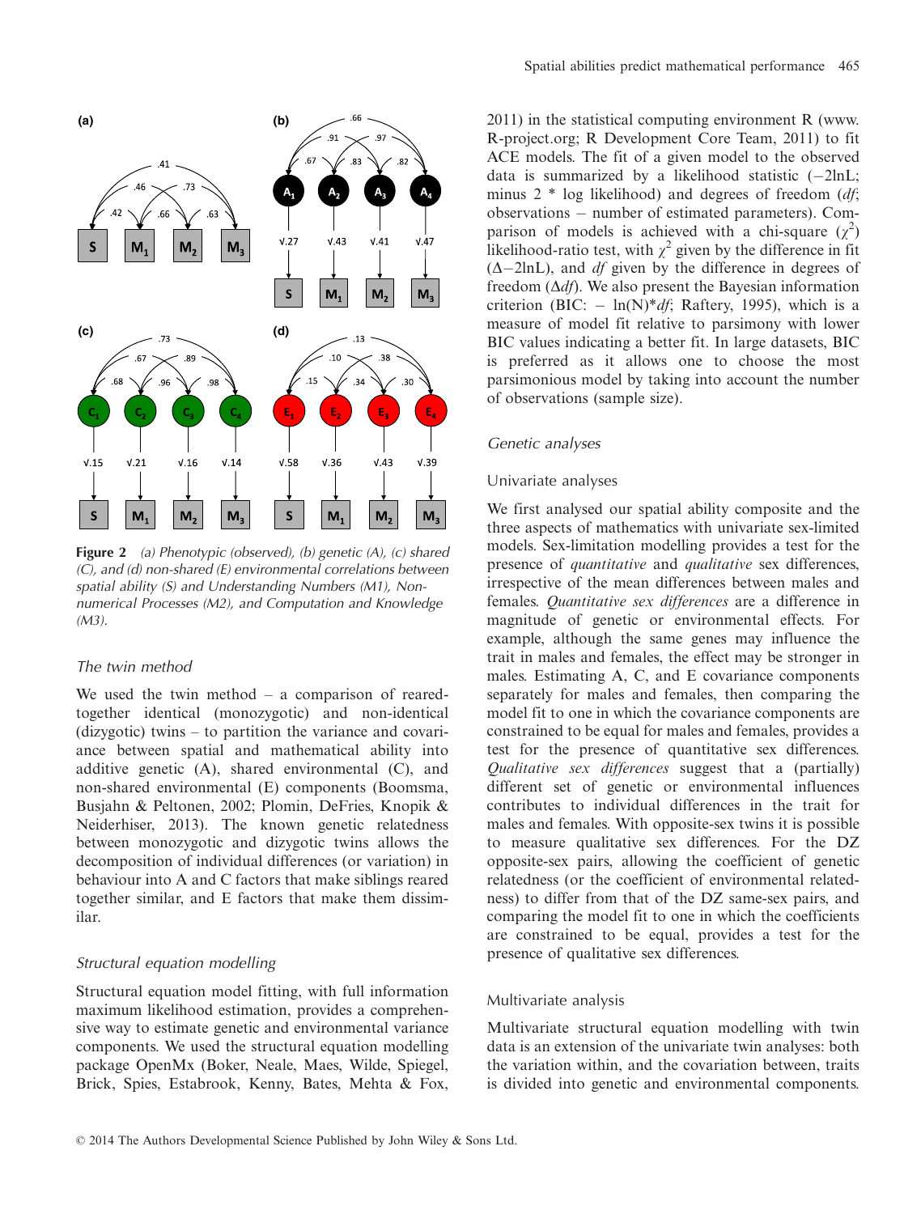(a)

.41

.46 .73

.42 .66 .63

S M1 M2 M3

(b)

.66

.91 .97

.67 .83 .82

A1 A2 A3 A4

√.27 √.43 √.41 √.47

S M1 M2 M3

(c)

.73

.67 .89

.68 .96 .98

C1 C2 C3 C4

√.15 √.21 √.16 √.14

S M1 M2 M3

(d)

.13

.10 .38

.15 .34 .30

E1 E2 E3 E4

√.58 √.36 √.43 √.39

S M1 M2 M3

**Figure 2** *(a) Phenotypic (observed), (b) genetic (A), (c) shared (C), and (d) non-shared (E) environmental correlations between spatial ability (S) and Understanding Numbers (M1), Non-numerical Processes (M2), and Computation and Knowledge (M3).*

### *The twin method*

We used the twin method – a comparison of reared-together identical (monozygotic) and non-identical (dizygotic) twins – to partition the variance and covariance between spatial and mathematical ability into additive genetic (A), shared environmental (C), and non-shared environmental (E) components (Boomsma, Busjahn & Peltonen, 2002; Plomin, DeFries, Knopik & Neiderhiser, 2013). The known genetic relatedness between monozygotic and dizygotic twins allows the decomposition of individual differences (or variation) in behaviour into A and C factors that make siblings reared together similar, and E factors that make them dissimilar.

### *Structural equation modelling*

Structural equation model fitting, with full information maximum likelihood estimation, provides a comprehensive way to estimate genetic and environmental variance components. We used the structural equation modelling package OpenMx (Boker, Neale, Maes, Wilde, Spiegel, Brick, Spies, Estabrook, Kenny, Bates, Mehta & Fox, 2011) in the statistical computing environment R (www.R-project.org; R Development Core Team, 2011) to fit ACE models. The fit of a given model to the observed data is summarized by a likelihood statistic (−2lnL; minus 2 * log likelihood) and degrees of freedom (*df*; observations − number of estimated parameters). Comparison of models is achieved with a chi-square ($\chi^2$) likelihood-ratio test, with $\chi^2$ given by the difference in fit (Δ−2lnL), and *df* given by the difference in degrees of freedom (Δ*df*). We also present the Bayesian information criterion (BIC: − ln(N)*df; Raftery, 1995), which is a measure of model fit relative to parsimony with lower BIC values indicating a better fit. In large datasets, BIC is preferred as it allows one to choose the most parsimonious model by taking into account the number of observations (sample size).

### *Genetic analyses*

#### Univariate analyses

We first analysed our spatial ability composite and the three aspects of mathematics with univariate sex-limited models. Sex-limitation modelling provides a test for the presence of *quantitative* and *qualitative* sex differences, irrespective of the mean differences between males and females. *Quantitative sex differences* are a difference in magnitude of genetic or environmental effects. For example, although the same genes may influence the trait in males and females, the effect may be stronger in males. Estimating A, C, and E covariance components separately for males and females, then comparing the model fit to one in which the covariance components are constrained to be equal for males and females, provides a test for the presence of quantitative sex differences. *Qualitative sex differences* suggest that a (partially) different set of genetic or environmental influences contributes to individual differences in the trait for males and females. With opposite-sex twins it is possible to measure qualitative sex differences. For the DZ opposite-sex pairs, allowing the coefficient of genetic relatedness (or the coefficient of environmental relatedness) to differ from that of the DZ same-sex pairs, and comparing the model fit to one in which the coefficients are constrained to be equal, provides a test for the presence of qualitative sex differences.

#### Multivariate analysis

Multivariate structural equation modelling with twin data is an extension of the univariate twin analyses: both the variation within, and the covariation between, traits is divided into genetic and environmental components.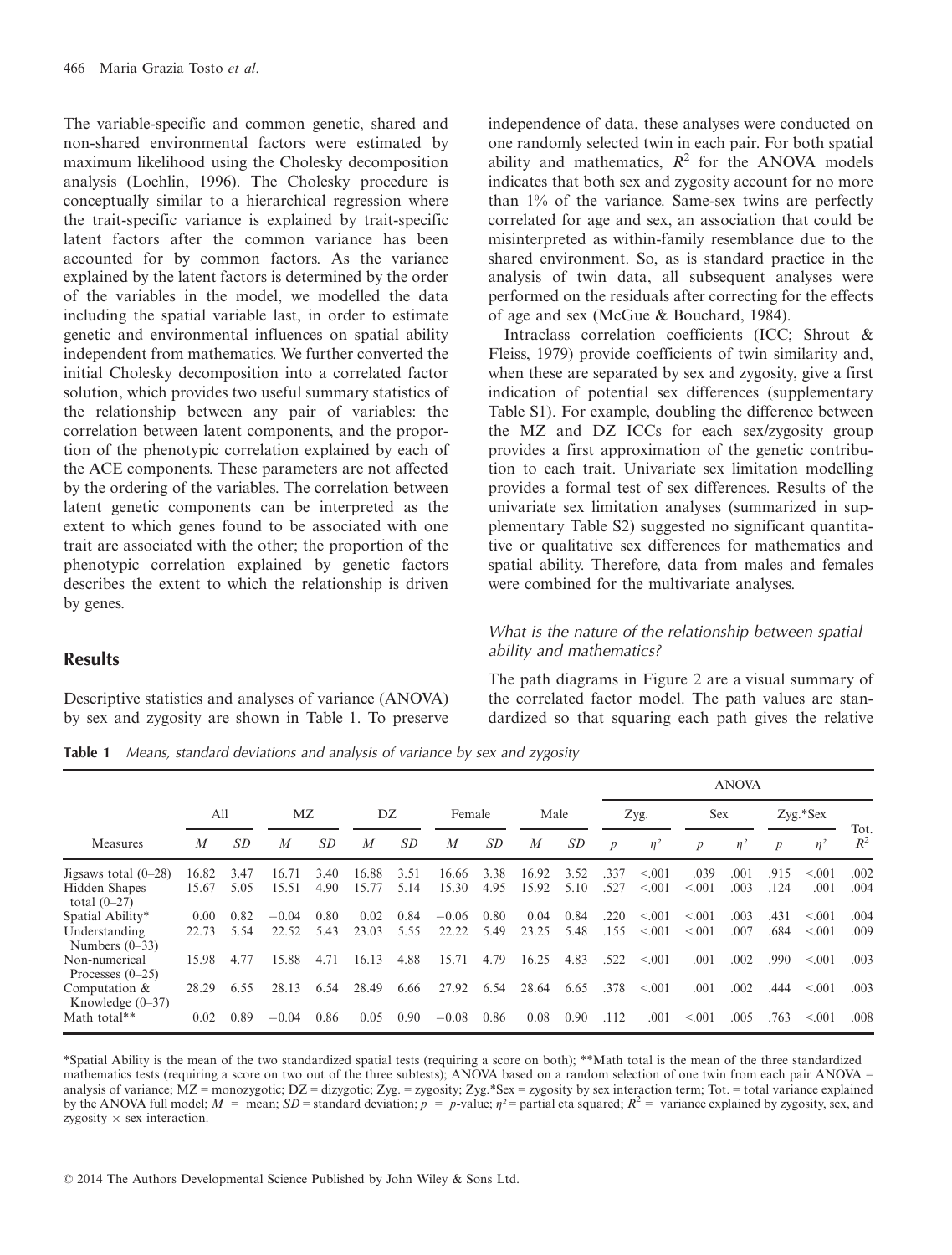The variable-specific and common genetic, shared and non-shared environmental factors were estimated by maximum likelihood using the Cholesky decomposition analysis (Loehlin, 1996). The Cholesky procedure is conceptually similar to a hierarchical regression where the trait-specific variance is explained by trait-specific latent factors after the common variance has been accounted for by common factors. As the variance explained by the latent factors is determined by the order of the variables in the model, we modelled the data including the spatial variable last, in order to estimate genetic and environmental influences on spatial ability independent from mathematics. We further converted the initial Cholesky decomposition into a correlated factor solution, which provides two useful summary statistics of the relationship between any pair of variables: the correlation between latent components, and the proportion of the phenotypic correlation explained by each of the ACE components. These parameters are not affected by the ordering of the variables. The correlation between latent genetic components can be interpreted as the extent to which genes found to be associated with one trait are associated with the other; the proportion of the phenotypic correlation explained by genetic factors describes the extent to which the relationship is driven by genes.

## Results

Descriptive statistics and analyses of variance (ANOVA) by sex and zygosity are shown in Table 1. To preserve independence of data, these analyses were conducted on one randomly selected twin in each pair. For both spatial ability and mathematics, $R^2$ for the ANOVA models indicates that both sex and zygosity account for no more than 1% of the variance. Same-sex twins are perfectly correlated for age and sex, an association that could be misinterpreted as within-family resemblance due to the shared environment. So, as is standard practice in the analysis of twin data, all subsequent analyses were performed on the residuals after correcting for the effects of age and sex (McGue & Bouchard, 1984).

Intraclass correlation coefficients (ICC; Shrout & Fleiss, 1979) provide coefficients of twin similarity and, when these are separated by sex and zygosity, give a first indication of potential sex differences (supplementary Table S1). For example, doubling the difference between the MZ and DZ ICCs for each sex/zygosity group provides a first approximation of the genetic contribution to each trait. Univariate sex limitation modelling provides a formal test of sex differences. Results of the univariate sex limitation analyses (summarized in supplementary Table S2) suggested no significant quantitative or qualitative sex differences for mathematics and spatial ability. Therefore, data from males and females were combined for the multivariate analyses.

### *What is the nature of the relationship between spatial ability and mathematics?*

The path diagrams in Figure 2 are a visual summary of the correlated factor model. The path values are standardized so that squaring each path gives the relative

**Table 1** *Means, standard deviations and analysis of variance by sex and zygosity*

| | All | | MZ | | DZ | | Female | | Male | | ANOVA | | | | | | |
|---|---|---|---|---|---|---|---|---|---|---|---|---|---|---|---|---|---|
| | | | | | | | | | | | Zyg. | | Sex | | Zyg.*Sex | | Tot. |
| Measures | *M* | *SD* | *M* | *SD* | *M* | *SD* | *M* | *SD* | *M* | *SD* | *p* | $\eta^2$ | *p* | $\eta^2$ | *p* | $\eta^2$ | $R^2$ |
| Jigsaws total (0–28) | 16.82 | 3.47 | 16.71 | 3.40 | 16.88 | 3.51 | 16.66 | 3.38 | 16.92 | 3.52 | .337 | <.001 | .039 | .001 | .915 | <.001 | .002 |
| Hidden Shapes total (0–27) | 15.67 | 5.05 | 15.51 | 4.90 | 15.77 | 5.14 | 15.30 | 4.95 | 15.92 | 5.10 | .527 | <.001 | <.001 | .003 | .124 | .001 | .004 |
| Spatial Ability* | 0.00 | 0.82 | −0.04 | 0.80 | 0.02 | 0.84 | −0.06 | 0.80 | 0.04 | 0.84 | .220 | <.001 | <.001 | .003 | .431 | <.001 | .004 |
| Understanding Numbers (0–33) | 22.73 | 5.54 | 22.52 | 5.43 | 23.03 | 5.55 | 22.22 | 5.49 | 23.25 | 5.48 | .155 | <.001 | <.001 | .007 | .684 | <.001 | .009 |
| Non-numerical Processes (0–25) | 15.98 | 4.77 | 15.88 | 4.71 | 16.13 | 4.88 | 15.71 | 4.79 | 16.25 | 4.83 | .522 | <.001 | .001 | .002 | .990 | <.001 | .003 |
| Computation & Knowledge (0–37) | 28.29 | 6.55 | 28.13 | 6.54 | 28.49 | 6.66 | 27.92 | 6.54 | 28.64 | 6.65 | .378 | <.001 | .001 | .002 | .444 | <.001 | .003 |
| Math total** | 0.02 | 0.89 | −0.04 | 0.86 | 0.05 | 0.90 | −0.08 | 0.86 | 0.08 | 0.90 | .112 | .001 | <.001 | .005 | .763 | <.001 | .008 |

*Spatial Ability is the mean of the two standardized spatial tests (requiring a score on both); **Math total is the mean of the three standardized mathematics tests (requiring a score on two out of the three subtests); ANOVA based on a random selection of one twin from each pair ANOVA = analysis of variance; MZ = monozygotic; DZ = dizygotic; Zyg. = zygosity; Zyg.*Sex = zygosity by sex interaction term; Tot. = total variance explained by the ANOVA full model; *M* = mean; *SD* = standard deviation; *p* = *p*-value; $\eta^2$ = partial eta squared; $R^2$ = variance explained by zygosity, sex, and zygosity × sex interaction.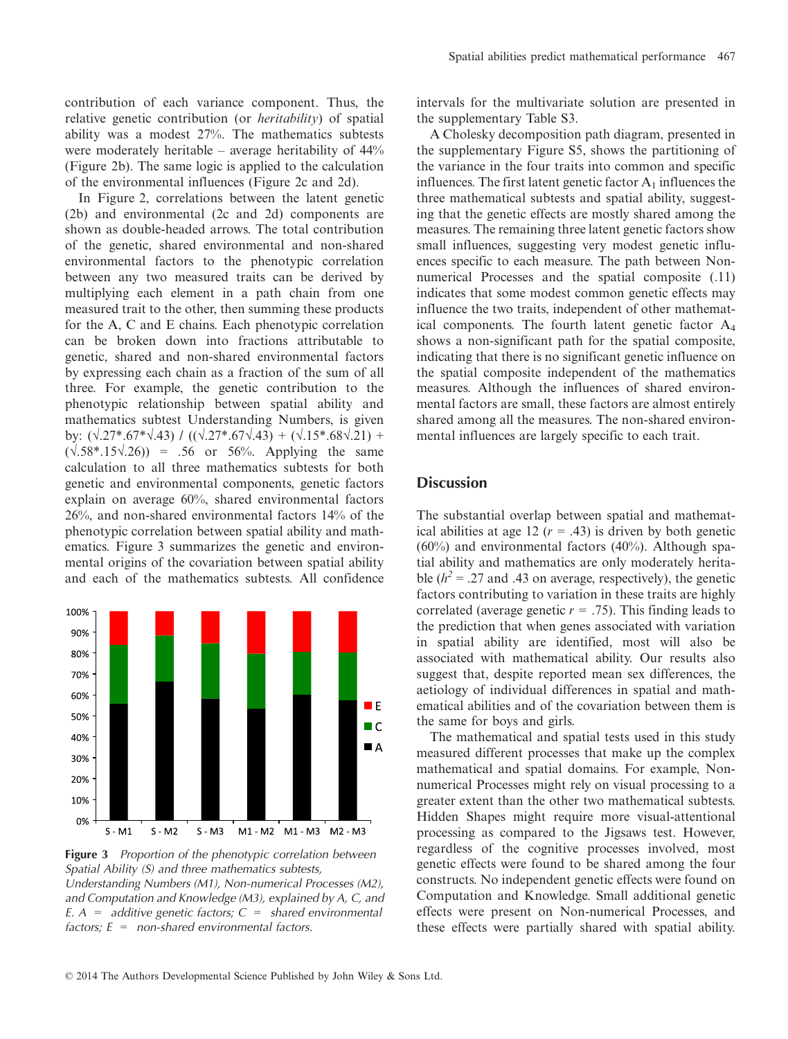contribution of each variance component. Thus, the relative genetic contribution (or *heritability*) of spatial ability was a modest 27%. The mathematics subtests were moderately heritable – average heritability of 44% (Figure 2b). The same logic is applied to the calculation of the environmental influences (Figure 2c and 2d).

In Figure 2, correlations between the latent genetic (2b) and environmental (2c and 2d) components are shown as double-headed arrows. The total contribution of the genetic, shared environmental and non-shared environmental factors to the phenotypic correlation between any two measured traits can be derived by multiplying each element in a path chain from one measured trait to the other, then summing these products for the A, C and E chains. Each phenotypic correlation can be broken down into fractions attributable to genetic, shared and non-shared environmental factors by expressing each chain as a fraction of the sum of all three. For example, the genetic contribution to the phenotypic relationship between spatial ability and mathematics subtest Understanding Numbers, is given by: $(\sqrt{.27}*.67*\sqrt{.43}) / ((\sqrt{.27}*.67\sqrt{.43}) + (\sqrt{.15}*.68\sqrt{.21}) + (\sqrt{.58}*.15\sqrt{.26}))$ = .56 or 56%. Applying the same calculation to all three mathematics subtests for both genetic and environmental components, genetic factors explain on average 60%, shared environmental factors 26%, and non-shared environmental factors 14% of the phenotypic correlation between spatial ability and mathematics. Figure 3 summarizes the genetic and environmental origins of the covariation between spatial ability and each of the mathematics subtests. All confidence intervals for the multivariate solution are presented in the supplementary Table S3.

**Figure 3** *Proportion of the phenotypic correlation between Spatial Ability (S) and three mathematics subtests, Understanding Numbers (M1), Non-numerical Processes (M2), and Computation and Knowledge (M3), explained by A, C, and E. A = additive genetic factors; C = shared environmental factors; E = non-shared environmental factors.*

A Cholesky decomposition path diagram, presented in the supplementary Figure S5, shows the partitioning of the variance in the four traits into common and specific influences. The first latent genetic factor $A_1$ influences the three mathematical subtests and spatial ability, suggesting that the genetic effects are mostly shared among the measures. The remaining three latent genetic factors show small influences, suggesting very modest genetic influences specific to each measure. The path between Non-numerical Processes and the spatial composite (.11) indicates that some modest common genetic effects may influence the two traits, independent of other mathematical components. The fourth latent genetic factor $A_4$ shows a non-significant path for the spatial composite, indicating that there is no significant genetic influence on the spatial composite independent of the mathematics measures. Although the influences of shared environmental factors are small, these factors are almost entirely shared among all the measures. The non-shared environmental influences are largely specific to each trait.

## Discussion

The substantial overlap between spatial and mathematical abilities at age 12 ($r$ = .43) is driven by both genetic (60%) and environmental factors (40%). Although spatial ability and mathematics are only moderately heritable ($h^2$ = .27 and .43 on average, respectively), the genetic factors contributing to variation in these traits are highly correlated (average genetic $r$ = .75). This finding leads to the prediction that when genes associated with variation in spatial ability are identified, most will also be associated with mathematical ability. Our results also suggest that, despite reported mean sex differences, the aetiology of individual differences in spatial and mathematical abilities and of the covariation between them is the same for boys and girls.

The mathematical and spatial tests used in this study measured different processes that make up the complex mathematical and spatial domains. For example, Non-numerical Processes might rely on visual processing to a greater extent than the other two mathematical subtests. Hidden Shapes might require more visual-attentional processing as compared to the Jigsaws test. However, regardless of the cognitive processes involved, most genetic effects were found to be shared among the four constructs. No independent genetic effects were found on Computation and Knowledge. Small additional genetic effects were present on Non-numerical Processes, and these effects were partially shared with spatial ability.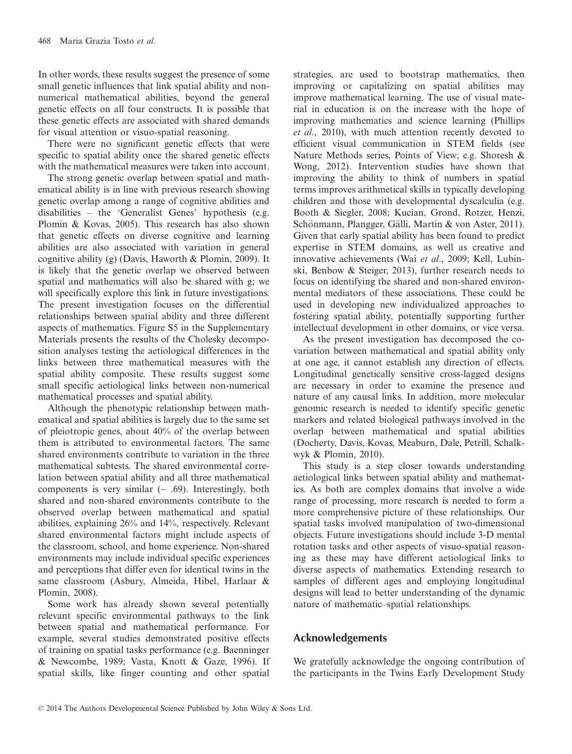In other words, these results suggest the presence of some small genetic influences that link spatial ability and non-numerical mathematical abilities, beyond the general genetic effects on all four constructs. It is possible that these genetic effects are associated with shared demands for visual attention or visuo-spatial reasoning.

There were no significant genetic effects that were specific to spatial ability once the shared genetic effects with the mathematical measures were taken into account.

The strong genetic overlap between spatial and mathematical ability is in line with previous research showing genetic overlap among a range of cognitive abilities and disabilities – the 'Generalist Genes' hypothesis (e.g. Plomin & Kovas, 2005). This research has also shown that genetic effects on diverse cognitive and learning abilities are also associated with variation in general cognitive ability (g) (Davis, Haworth & Plomin, 2009). It is likely that the genetic overlap we observed between spatial and mathematics will also be shared with g; we will specifically explore this link in future investigations. The present investigation focuses on the differential relationships between spatial ability and three different aspects of mathematics. Figure S5 in the Supplementary Materials presents the results of the Cholesky decomposition analyses testing the aetiological differences in the links between three mathematical measures with the spatial ability composite. These results suggest some small specific aetiological links between non-numerical mathematical processes and spatial ability.

Although the phenotypic relationship between mathematical and spatial abilities is largely due to the same set of pleiotropic genes, about 40% of the overlap between them is attributed to environmental factors. The same shared environments contribute to variation in the three mathematical subtests. The shared environmental correlation between spatial ability and all three mathematical components is very similar (~ .69). Interestingly, both shared and non-shared environments contribute to the observed overlap between mathematical and spatial abilities, explaining 26% and 14%, respectively. Relevant shared environmental factors might include aspects of the classroom, school, and home experience. Non-shared environments may include individual specific experiences and perceptions that differ even for identical twins in the same classroom (Asbury, Almeida, Hibel, Harlaar & Plomin, 2008).

Some work has already shown several potentially relevant specific environmental pathways to the link between spatial and mathematical performance. For example, several studies demonstrated positive effects of training on spatial tasks performance (e.g. Baenninger & Newcombe, 1989; Vasta, Knott & Gaze, 1996). If spatial skills, like finger counting and other spatial strategies, are used to bootstrap mathematics, then improving or capitalizing on spatial abilities may improve mathematical learning. The use of visual material in education is on the increase with the hope of improving mathematics and science learning (Phillips *et al.*, 2010), with much attention recently devoted to efficient visual communication in STEM fields (see Nature Methods series, Points of View; e.g. Shoresh & Wong, 2012). Intervention studies have shown that improving the ability to think of numbers in spatial terms improves arithmetical skills in typically developing children and those with developmental dyscalculia (e.g. Booth & Siegler, 2008; Kucian, Grond, Rotzer, Henzi, Schönmann, Plangger, Gälli, Martin & von Aster, 2011). Given that early spatial ability has been found to predict expertise in STEM domains, as well as creative and innovative achievements (Wai *et al.*, 2009; Kell, Lubinski, Benbow & Steiger, 2013), further research needs to focus on identifying the shared and non-shared environmental mediators of these associations. These could be used in developing new individualized approaches to fostering spatial ability, potentially supporting further intellectual development in other domains, or vice versa.

As the present investigation has decomposed the co-variation between mathematical and spatial ability only at one age, it cannot establish any direction of effects. Longitudinal genetically sensitive cross-lagged designs are necessary in order to examine the presence and nature of any causal links. In addition, more molecular genomic research is needed to identify specific genetic markers and related biological pathways involved in the overlap between mathematical and spatial abilities (Docherty, Davis, Kovas, Meaburn, Dale, Petrill, Schalkwyk & Plomin, 2010).

This study is a step closer towards understanding aetiological links between spatial ability and mathematics. As both are complex domains that involve a wide range of processing, more research is needed to form a more comprehensive picture of these relationships. Our spatial tasks involved manipulation of two-dimensional objects. Future investigations should include 3-D mental rotation tasks and other aspects of visuo-spatial reasoning as these may have different aetiological links to diverse aspects of mathematics. Extending research to samples of different ages and employing longitudinal designs will lead to better understanding of the dynamic nature of mathematic–spatial relationships.

## Acknowledgements

We gratefully acknowledge the ongoing contribution of the participants in the Twins Early Development Study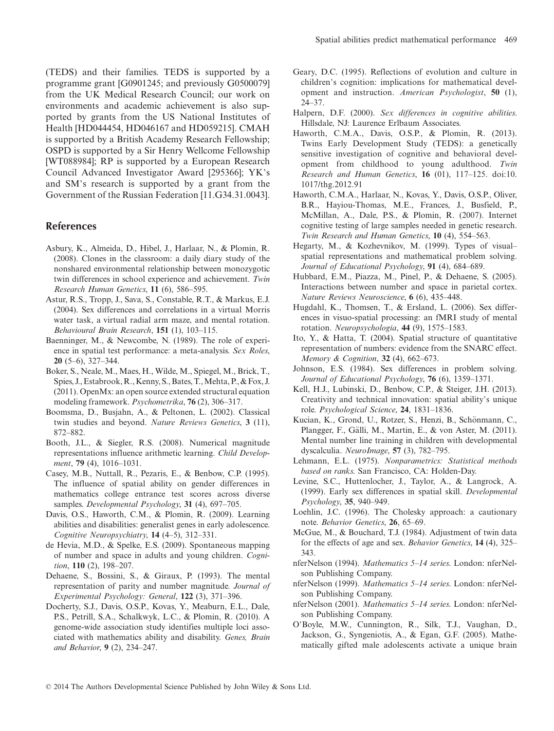(TEDS) and their families. TEDS is supported by a programme grant [G0901245; and previously G0500079] from the UK Medical Research Council; our work on environments and academic achievement is also supported by grants from the US National Institutes of Health [HD044454, HD046167 and HD059215]. CMAH is supported by a British Academy Research Fellowship; OSPD is supported by a Sir Henry Wellcome Fellowship [WT088984]; RP is supported by a European Research Council Advanced Investigator Award [295366]; YK's and SM's research is supported by a grant from the Government of the Russian Federation [11.G34.31.0043].

## References

Asbury, K., Almeida, D., Hibel, J., Harlaar, N., & Plomin, R. (2008). Clones in the classroom: a daily diary study of the nonshared environmental relationship between monozygotic twin differences in school experience and achievement. *Twin Research Human Genetics*, **11** (6), 586–595.

Astur, R.S., Tropp, J., Sava, S., Constable, R.T., & Markus, E.J. (2004). Sex differences and correlations in a virtual Morris water task, a virtual radial arm maze, and mental rotation. *Behavioural Brain Research*, **151** (1), 103–115.

Baenninger, M., & Newcombe, N. (1989). The role of experience in spatial test performance: a meta-analysis. *Sex Roles*, **20** (5–6), 327–344.

Boker, S., Neale, M., Maes, H., Wilde, M., Spiegel, M., Brick, T., Spies, J., Estabrook, R., Kenny, S., Bates, T., Mehta, P., & Fox, J. (2011). OpenMx: an open source extended structural equation modeling framework. *Psychometrika*, **76** (2), 306–317.

Boomsma, D., Busjahn, A., & Peltonen, L. (2002). Classical twin studies and beyond. *Nature Reviews Genetics*, **3** (11), 872–882.

Booth, J.L., & Siegler, R.S. (2008). Numerical magnitude representations influence arithmetic learning. *Child Development*, **79** (4), 1016–1031.

Casey, M.B., Nuttall, R., Pezaris, E., & Benbow, C.P. (1995). The influence of spatial ability on gender differences in mathematics college entrance test scores across diverse samples. *Developmental Psychology*, **31** (4), 697–705.

Davis, O.S., Haworth, C.M., & Plomin, R. (2009). Learning abilities and disabilities: generalist genes in early adolescence. *Cognitive Neuropsychiatry*, **14** (4–5), 312–331.

de Hevia, M.D., & Spelke, E.S. (2009). Spontaneous mapping of number and space in adults and young children. *Cognition*, **110** (2), 198–207.

Dehaene, S., Bossini, S., & Giraux, P. (1993). The mental representation of parity and number magnitude. *Journal of Experimental Psychology: General*, **122** (3), 371–396.

Docherty, S.J., Davis, O.S.P., Kovas, Y., Meaburn, E.L., Dale, P.S., Petrill, S.A., Schalkwyk, L.C., & Plomin, R. (2010). A genome-wide association study identifies multiple loci associated with mathematics ability and disability. *Genes, Brain and Behavior*, **9** (2), 234–247.

Geary, D.C. (1995). Reflections of evolution and culture in children's cognition: implications for mathematical development and instruction. *American Psychologist*, **50** (1), 24–37.

Halpern, D.F. (2000). *Sex differences in cognitive abilities*. Hillsdale, NJ: Laurence Erlbaum Associates.

Haworth, C.M.A., Davis, O.S.P., & Plomin, R. (2013). Twins Early Development Study (TEDS): a genetically sensitive investigation of cognitive and behavioral development from childhood to young adulthood. *Twin Research and Human Genetics*, **16** (01), 117–125. doi:10.1017/thg.2012.91

Haworth, C.M.A., Harlaar, N., Kovas, Y., Davis, O.S.P., Oliver, B.R., Hayiou-Thomas, M.E., Frances, J., Busfield, P., McMillan, A., Dale, P.S., & Plomin, R. (2007). Internet cognitive testing of large samples needed in genetic research. *Twin Research and Human Genetics*, **10** (4), 554–563.

Hegarty, M., & Kozhevnikov, M. (1999). Types of visual–spatial representations and mathematical problem solving. *Journal of Educational Psychology*, **91** (4), 684–689.

Hubbard, E.M., Piazza, M., Pinel, P., & Dehaene, S. (2005). Interactions between number and space in parietal cortex. *Nature Reviews Neuroscience*, **6** (6), 435–448.

Hugdahl, K., Thomsen, T., & Ersland, L. (2006). Sex differences in visuo-spatial processing: an fMRI study of mental rotation. *Neuropsychologia*, **44** (9), 1575–1583.

Ito, Y., & Hatta, T. (2004). Spatial structure of quantitative representation of numbers: evidence from the SNARC effect. *Memory & Cognition*, **32** (4), 662–673.

Johnson, E.S. (1984). Sex differences in problem solving. *Journal of Educational Psychology*, **76** (6), 1359–1371.

Kell, H.J., Lubinski, D., Benbow, C.P., & Steiger, J.H. (2013). Creativity and technical innovation: spatial ability's unique role. *Psychological Science*, **24**, 1831–1836.

Kucian, K., Grond, U., Rotzer, S., Henzi, B., Schönmann, C., Plangger, F., Gälli, M., Martin, E., & von Aster, M. (2011). Mental number line training in children with developmental dyscalculia. *NeuroImage*, **57** (3), 782–795.

Lehmann, E.L. (1975). *Nonparametrics: Statistical methods based on ranks*. San Francisco, CA: Holden-Day.

Levine, S.C., Huttenlocher, J., Taylor, A., & Langrock, A. (1999). Early sex differences in spatial skill. *Developmental Psychology*, **35**, 940–949.

Loehlin, J.C. (1996). The Cholesky approach: a cautionary note. *Behavior Genetics*, **26**, 65–69.

McGue, M., & Bouchard, T.J. (1984). Adjustment of twin data for the effects of age and sex. *Behavior Genetics*, **14** (4), 325–343.

nferNelson (1994). *Mathematics 5–14 series*. London: nferNelson Publishing Company.

nferNelson (1999). *Mathematics 5–14 series*. London: nferNelson Publishing Company.

nferNelson (2001). *Mathematics 5–14 series*. London: nferNelson Publishing Company.

O'Boyle, M.W., Cunnington, R., Silk, T.J., Vaughan, D., Jackson, G., Syngeniotis, A., & Egan, G.F. (2005). Mathematically gifted male adolescents activate a unique brain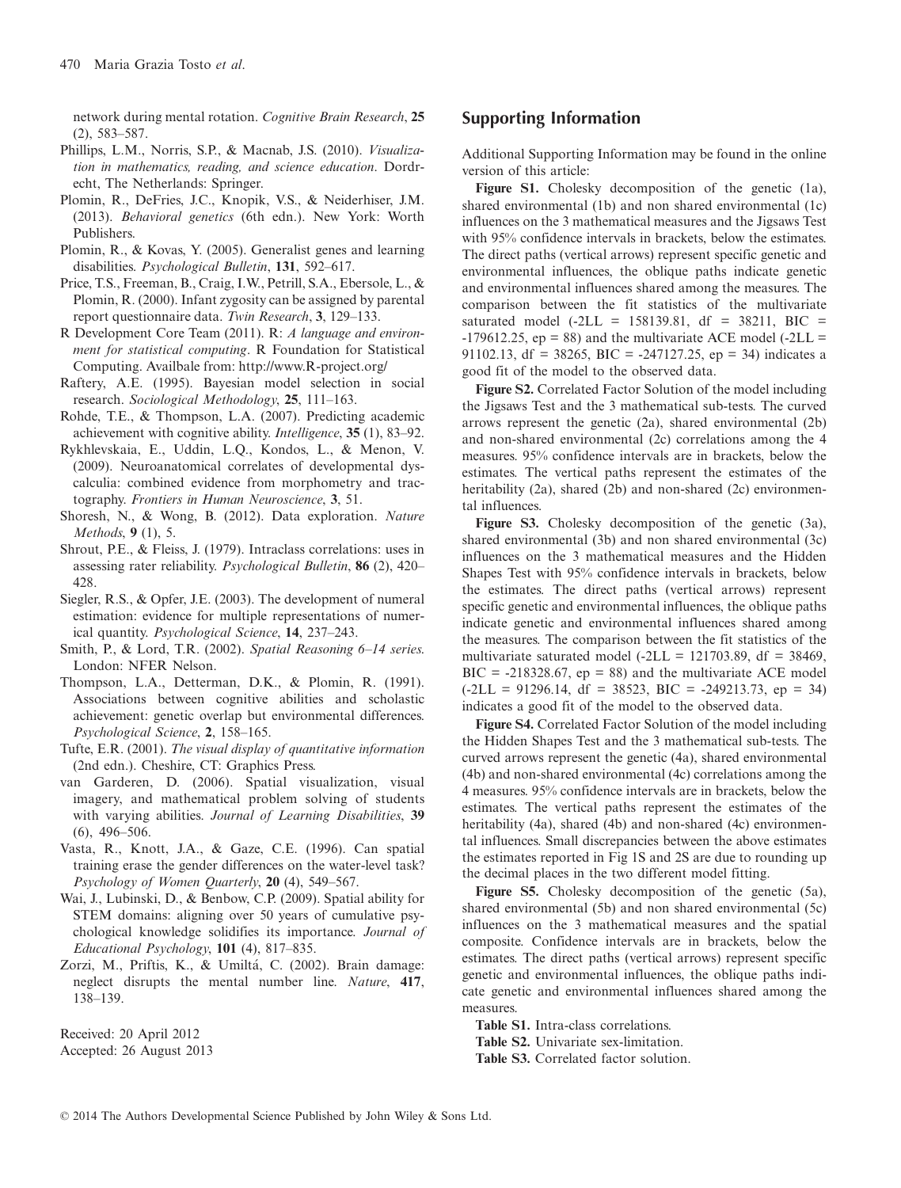network during mental rotation. *Cognitive Brain Research*, **25** (2), 583–587.

Phillips, L.M., Norris, S.P., & Macnab, J.S. (2010). *Visualization in mathematics, reading, and science education*. Dordrecht, The Netherlands: Springer.

Plomin, R., DeFries, J.C., Knopik, V.S., & Neiderhiser, J.M. (2013). *Behavioral genetics* (6th edn.). New York: Worth Publishers.

Plomin, R., & Kovas, Y. (2005). Generalist genes and learning disabilities. *Psychological Bulletin*, **131**, 592–617.

Price, T.S., Freeman, B., Craig, I.W., Petrill, S.A., Ebersole, L., & Plomin, R. (2000). Infant zygosity can be assigned by parental report questionnaire data. *Twin Research*, **3**, 129–133.

R Development Core Team (2011). R: *A language and environment for statistical computing*. R Foundation for Statistical Computing. Availbale from: http://www.R-project.org/

Raftery, A.E. (1995). Bayesian model selection in social research. *Sociological Methodology*, **25**, 111–163.

Rohde, T.E., & Thompson, L.A. (2007). Predicting academic achievement with cognitive ability. *Intelligence*, **35** (1), 83–92.

Rykhlevskaia, E., Uddin, L.Q., Kondos, L., & Menon, V. (2009). Neuroanatomical correlates of developmental dyscalculia: combined evidence from morphometry and tractography. *Frontiers in Human Neuroscience*, **3**, 51.

Shoresh, N., & Wong, B. (2012). Data exploration. *Nature Methods*, **9** (1), 5.

Shrout, P.E., & Fleiss, J. (1979). Intraclass correlations: uses in assessing rater reliability. *Psychological Bulletin*, **86** (2), 420–428.

Siegler, R.S., & Opfer, J.E. (2003). The development of numeral estimation: evidence for multiple representations of numerical quantity. *Psychological Science*, **14**, 237–243.

Smith, P., & Lord, T.R. (2002). *Spatial Reasoning 6–14 series*. London: NFER Nelson.

Thompson, L.A., Detterman, D.K., & Plomin, R. (1991). Associations between cognitive abilities and scholastic achievement: genetic overlap but environmental differences. *Psychological Science*, **2**, 158–165.

Tufte, E.R. (2001). *The visual display of quantitative information* (2nd edn.). Cheshire, CT: Graphics Press.

van Garderen, D. (2006). Spatial visualization, visual imagery, and mathematical problem solving of students with varying abilities. *Journal of Learning Disabilities*, **39** (6), 496–506.

Vasta, R., Knott, J.A., & Gaze, C.E. (1996). Can spatial training erase the gender differences on the water-level task? *Psychology of Women Quarterly*, **20** (4), 549–567.

Wai, J., Lubinski, D., & Benbow, C.P. (2009). Spatial ability for STEM domains: aligning over 50 years of cumulative psychological knowledge solidifies its importance. *Journal of Educational Psychology*, **101** (4), 817–835.

Zorzi, M., Priftis, K., & Umiltá, C. (2002). Brain damage: neglect disrupts the mental number line. *Nature*, **417**, 138–139.

Received: 20 April 2012
Accepted: 26 August 2013

## Supporting Information

Additional Supporting Information may be found in the online version of this article:

**Figure S1.** Cholesky decomposition of the genetic (1a), shared environmental (1b) and non shared environmental (1c) influences on the 3 mathematical measures and the Jigsaws Test with 95% confidence intervals in brackets, below the estimates. The direct paths (vertical arrows) represent specific genetic and environmental influences, the oblique paths indicate genetic and environmental influences shared among the measures. The comparison between the fit statistics of the multivariate saturated model (-2LL = 158139.81, df = 38211, BIC = -179612.25, ep = 88) and the multivariate ACE model (-2LL = 91102.13, df = 38265, BIC = -247127.25, ep = 34) indicates a good fit of the model to the observed data.

**Figure S2.** Correlated Factor Solution of the model including the Jigsaws Test and the 3 mathematical sub-tests. The curved arrows represent the genetic (2a), shared environmental (2b) and non-shared environmental (2c) correlations among the 4 measures. 95% confidence intervals are in brackets, below the estimates. The vertical paths represent the estimates of the heritability (2a), shared (2b) and non-shared (2c) environmental influences.

**Figure S3.** Cholesky decomposition of the genetic (3a), shared environmental (3b) and non shared environmental (3c) influences on the 3 mathematical measures and the Hidden Shapes Test with 95% confidence intervals in brackets, below the estimates. The direct paths (vertical arrows) represent specific genetic and environmental influences, the oblique paths indicate genetic and environmental influences shared among the measures. The comparison between the fit statistics of the multivariate saturated model (-2LL = 121703.89, df = 38469, BIC = -218328.67, ep = 88) and the multivariate ACE model (-2LL = 91296.14, df = 38523, BIC = -249213.73, ep = 34) indicates a good fit of the model to the observed data.

**Figure S4.** Correlated Factor Solution of the model including the Hidden Shapes Test and the 3 mathematical sub-tests. The curved arrows represent the genetic (4a), shared environmental (4b) and non-shared environmental (4c) correlations among the 4 measures. 95% confidence intervals are in brackets, below the estimates. The vertical paths represent the estimates of the heritability (4a), shared (4b) and non-shared (4c) environmental influences. Small discrepancies between the above estimates the estimates reported in Fig 1S and 2S are due to rounding up the decimal places in the two different model fitting.

**Figure S5.** Cholesky decomposition of the genetic (5a), shared environmental (5b) and non shared environmental (5c) influences on the 3 mathematical measures and the spatial composite. Confidence intervals are in brackets, below the estimates. The direct paths (vertical arrows) represent specific genetic and environmental influences, the oblique paths indicate genetic and environmental influences shared among the measures.

**Table S1.** Intra-class correlations.

**Table S2.** Univariate sex-limitation.

**Table S3.** Correlated factor solution.